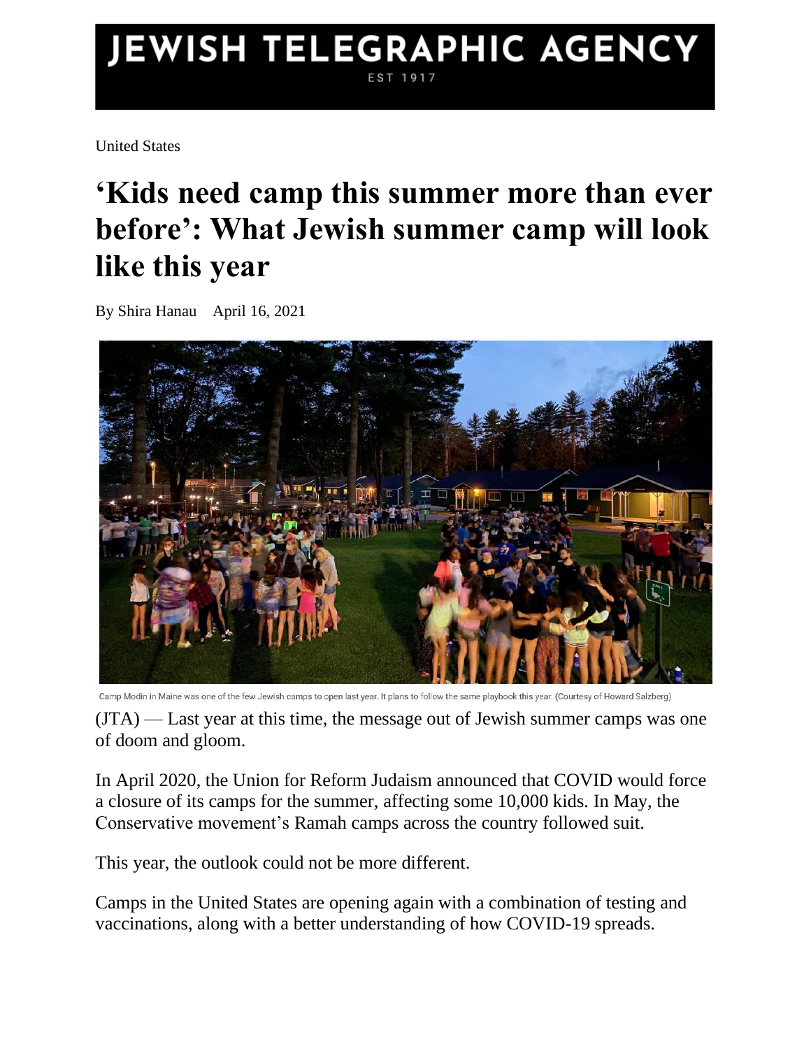JEWISH TELEGRAPHIC AGENCY
EST 1917

United States

# 'Kids need camp this summer more than ever before': What Jewish summer camp will look like this year

By Shira Hanau April 16, 2021

Camp Modin in Maine was one of the few Jewish camps to open last year. It plans to follow the same playbook this year. (Courtesy of Howard Salzberg)

(JTA) — Last year at this time, the message out of Jewish summer camps was one of doom and gloom.

In April 2020, the Union for Reform Judaism announced that COVID would force a closure of its camps for the summer, affecting some 10,000 kids. In May, the Conservative movement's Ramah camps across the country followed suit.

This year, the outlook could not be more different.

Camps in the United States are opening again with a combination of testing and vaccinations, along with a better understanding of how COVID-19 spreads.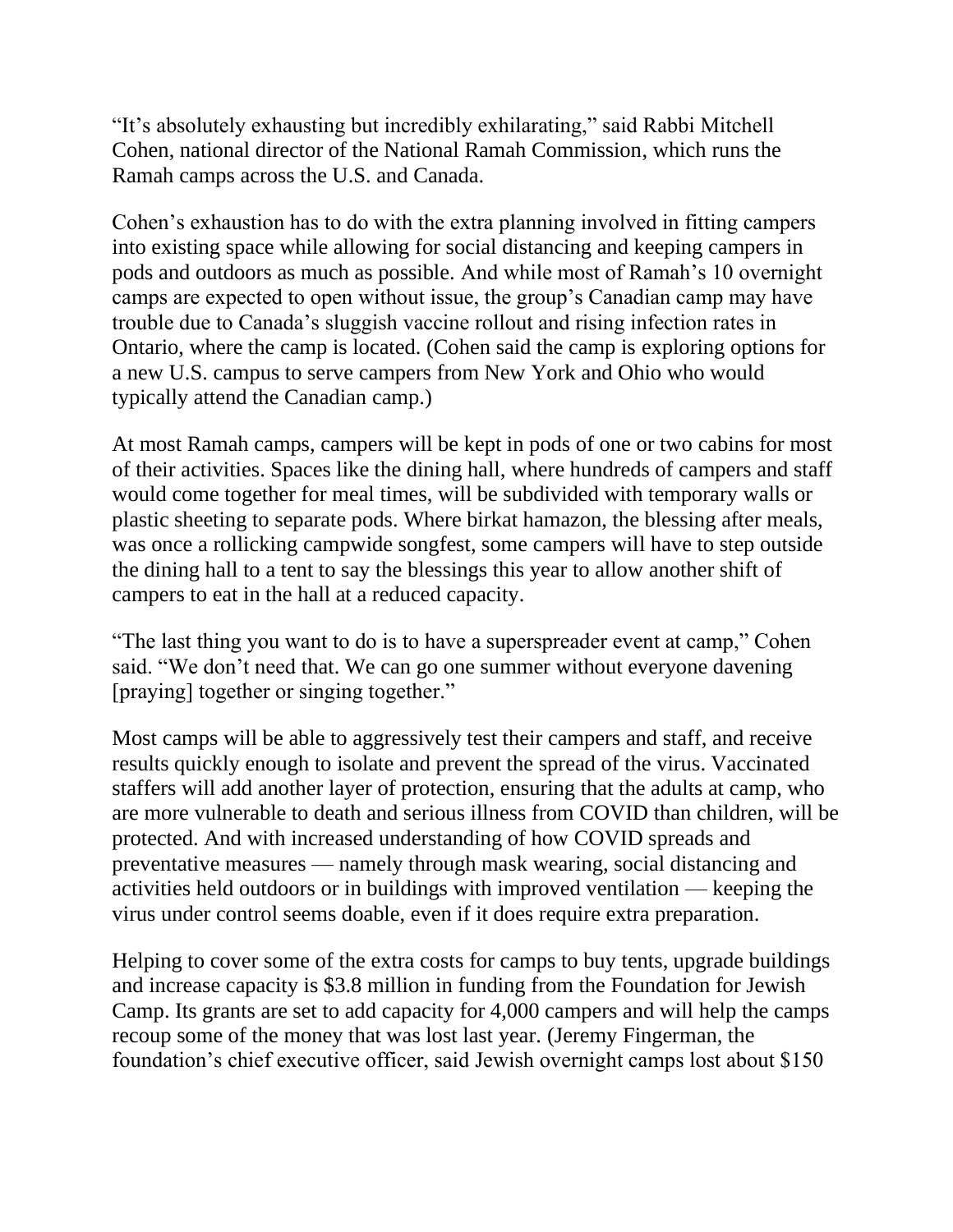"It's absolutely exhausting but incredibly exhilarating," said Rabbi Mitchell Cohen, national director of the National Ramah Commission, which runs the Ramah camps across the U.S. and Canada.

Cohen's exhaustion has to do with the extra planning involved in fitting campers into existing space while allowing for social distancing and keeping campers in pods and outdoors as much as possible. And while most of Ramah's 10 overnight camps are expected to open without issue, the group's Canadian camp may have trouble due to Canada's sluggish vaccine rollout and rising infection rates in Ontario, where the camp is located. (Cohen said the camp is exploring options for a new U.S. campus to serve campers from New York and Ohio who would typically attend the Canadian camp.)

At most Ramah camps, campers will be kept in pods of one or two cabins for most of their activities. Spaces like the dining hall, where hundreds of campers and staff would come together for meal times, will be subdivided with temporary walls or plastic sheeting to separate pods. Where birkat hamazon, the blessing after meals, was once a rollicking campwide songfest, some campers will have to step outside the dining hall to a tent to say the blessings this year to allow another shift of campers to eat in the hall at a reduced capacity.

"The last thing you want to do is to have a superspreader event at camp," Cohen said. "We don't need that. We can go one summer without everyone davening [praying] together or singing together."

Most camps will be able to aggressively test their campers and staff, and receive results quickly enough to isolate and prevent the spread of the virus. Vaccinated staffers will add another layer of protection, ensuring that the adults at camp, who are more vulnerable to death and serious illness from COVID than children, will be protected. And with increased understanding of how COVID spreads and preventative measures — namely through mask wearing, social distancing and activities held outdoors or in buildings with improved ventilation — keeping the virus under control seems doable, even if it does require extra preparation.

Helping to cover some of the extra costs for camps to buy tents, upgrade buildings and increase capacity is $3.8 million in funding from the Foundation for Jewish Camp. Its grants are set to add capacity for 4,000 campers and will help the camps recoup some of the money that was lost last year. (Jeremy Fingerman, the foundation's chief executive officer, said Jewish overnight camps lost about $150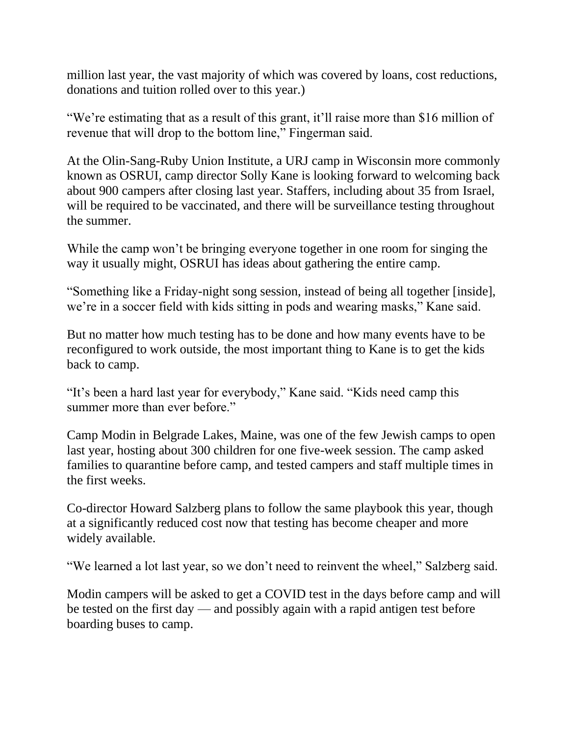million last year, the vast majority of which was covered by loans, cost reductions, donations and tuition rolled over to this year.)

“We’re estimating that as a result of this grant, it’ll raise more than $16 million of revenue that will drop to the bottom line,” Fingerman said.

At the Olin-Sang-Ruby Union Institute, a URJ camp in Wisconsin more commonly known as OSRUI, camp director Solly Kane is looking forward to welcoming back about 900 campers after closing last year. Staffers, including about 35 from Israel, will be required to be vaccinated, and there will be surveillance testing throughout the summer.

While the camp won’t be bringing everyone together in one room for singing the way it usually might, OSRUI has ideas about gathering the entire camp.

“Something like a Friday-night song session, instead of being all together [inside], we’re in a soccer field with kids sitting in pods and wearing masks,” Kane said.

But no matter how much testing has to be done and how many events have to be reconfigured to work outside, the most important thing to Kane is to get the kids back to camp.

“It’s been a hard last year for everybody,” Kane said. “Kids need camp this summer more than ever before.”

Camp Modin in Belgrade Lakes, Maine, was one of the few Jewish camps to open last year, hosting about 300 children for one five-week session. The camp asked families to quarantine before camp, and tested campers and staff multiple times in the first weeks.

Co-director Howard Salzberg plans to follow the same playbook this year, though at a significantly reduced cost now that testing has become cheaper and more widely available.

“We learned a lot last year, so we don’t need to reinvent the wheel,” Salzberg said.

Modin campers will be asked to get a COVID test in the days before camp and will be tested on the first day — and possibly again with a rapid antigen test before boarding buses to camp.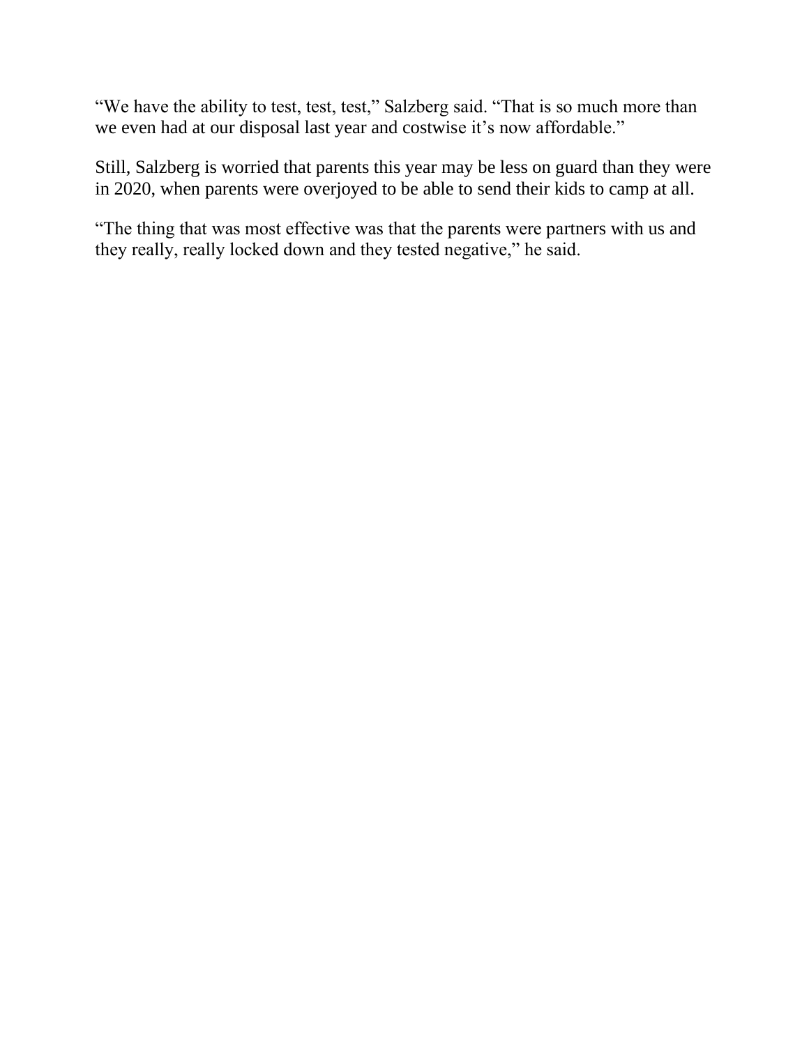“We have the ability to test, test, test,” Salzberg said. “That is so much more than we even had at our disposal last year and costwise it’s now affordable.”

Still, Salzberg is worried that parents this year may be less on guard than they were in 2020, when parents were overjoyed to be able to send their kids to camp at all.

“The thing that was most effective was that the parents were partners with us and they really, really locked down and they tested negative,” he said.